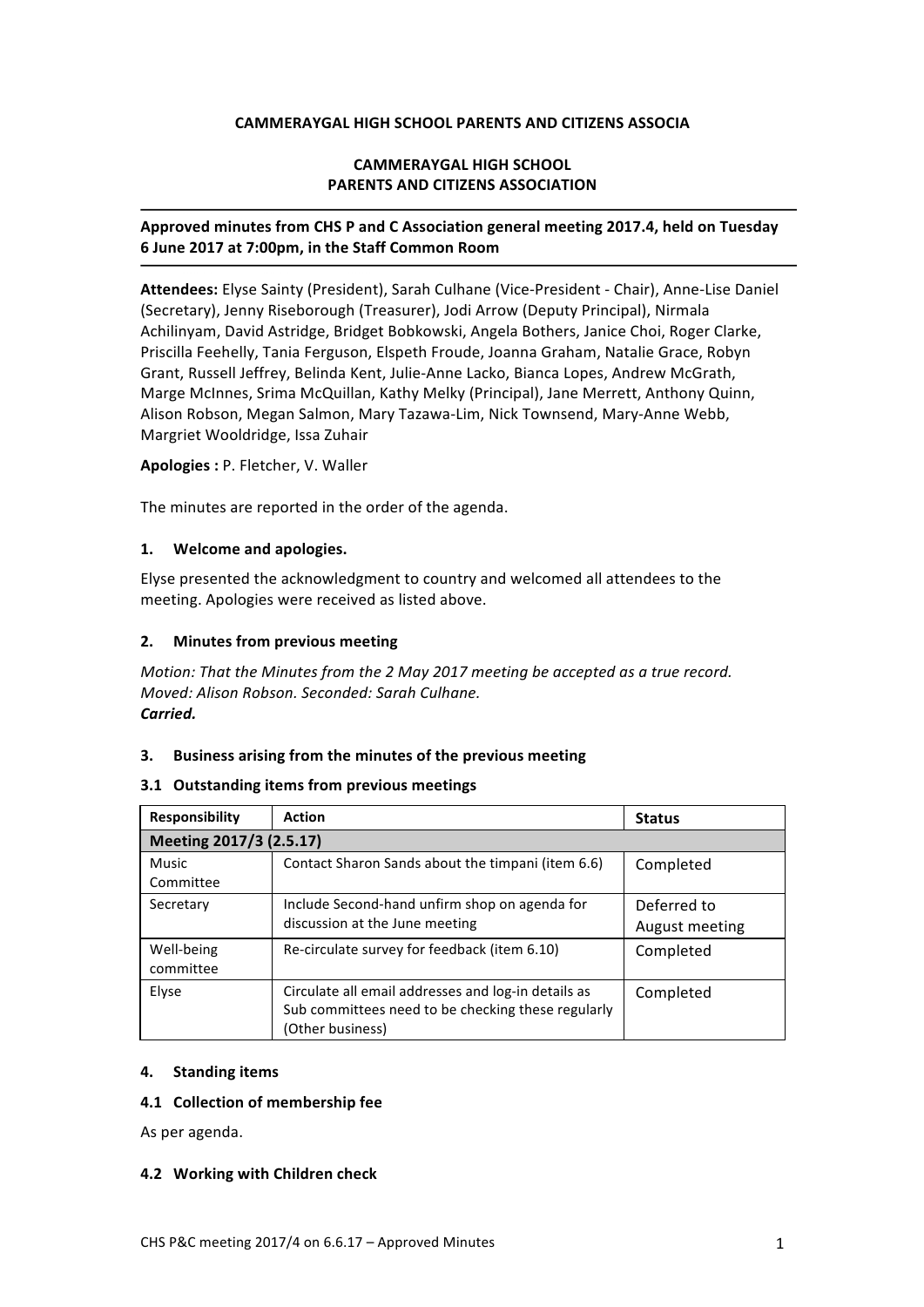**CAMMERAYGAL HIGH SCHOOL PARENTS AND CITIZENS ASSOCIA**

**CAMMERAYGAL HIGH SCHOOL**
**PARENTS AND CITIZENS ASSOCIATION**

---

**Approved minutes from CHS P and C Association general meeting 2017.4, held on Tuesday 6 June 2017 at 7:00pm, in the Staff Common Room**

---

**Attendees:** Elyse Sainty (President), Sarah Culhane (Vice-President - Chair), Anne-Lise Daniel (Secretary), Jenny Riseborough (Treasurer), Jodi Arrow (Deputy Principal), Nirmala Achilinyam, David Astridge, Bridget Bobkowski, Angela Bothers, Janice Choi, Roger Clarke, Priscilla Feehelly, Tania Ferguson, Elspeth Froude, Joanna Graham, Natalie Grace, Robyn Grant, Russell Jeffrey, Belinda Kent, Julie-Anne Lacko, Bianca Lopes, Andrew McGrath, Marge McInnes, Srima McQuillan, Kathy Melky (Principal), Jane Merrett, Anthony Quinn, Alison Robson, Megan Salmon, Mary Tazawa-Lim, Nick Townsend, Mary-Anne Webb, Margriet Wooldridge, Issa Zuhair

**Apologies :** P. Fletcher, V. Waller

The minutes are reported in the order of the agenda.

## 1. Welcome and apologies.

Elyse presented the acknowledgment to country and welcomed all attendees to the meeting. Apologies were received as listed above.

## 2. Minutes from previous meeting

*Motion: That the Minutes from the 2 May 2017 meeting be accepted as a true record.*
*Moved: Alison Robson. Seconded: Sarah Culhane.*
***Carried.***

## 3. Business arising from the minutes of the previous meeting

### 3.1 Outstanding items from previous meetings

| Responsibility | Action | Status |
|---|---|---|
| **Meeting 2017/3 (2.5.17)** | | |
| Music Committee | Contact Sharon Sands about the timpani (item 6.6) | Completed |
| Secretary | Include Second-hand unfirm shop on agenda for discussion at the June meeting | Deferred to August meeting |
| Well-being committee | Re-circulate survey for feedback (item 6.10) | Completed |
| Elyse | Circulate all email addresses and log-in details as Sub committees need to be checking these regularly (Other business) | Completed |

## 4. Standing items

### 4.1 Collection of membership fee

As per agenda.

### 4.2 Working with Children check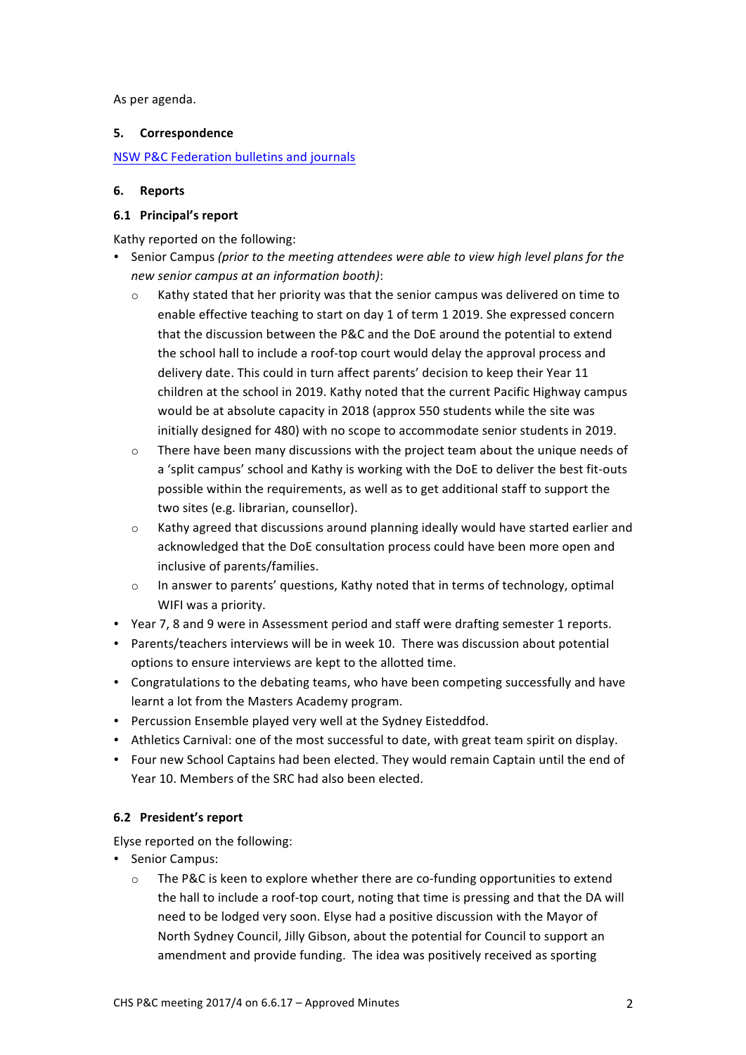As per agenda.

## 5. Correspondence

NSW P&C Federation bulletins and journals

## 6. Reports

### 6.1 Principal's report

Kathy reported on the following:

- Senior Campus *(prior to the meeting attendees were able to view high level plans for the new senior campus at an information booth)*:
  - Kathy stated that her priority was that the senior campus was delivered on time to enable effective teaching to start on day 1 of term 1 2019. She expressed concern that the discussion between the P&C and the DoE around the potential to extend the school hall to include a roof-top court would delay the approval process and delivery date. This could in turn affect parents' decision to keep their Year 11 children at the school in 2019. Kathy noted that the current Pacific Highway campus would be at absolute capacity in 2018 (approx 550 students while the site was initially designed for 480) with no scope to accommodate senior students in 2019.
  - There have been many discussions with the project team about the unique needs of a 'split campus' school and Kathy is working with the DoE to deliver the best fit-outs possible within the requirements, as well as to get additional staff to support the two sites (e.g. librarian, counsellor).
  - Kathy agreed that discussions around planning ideally would have started earlier and acknowledged that the DoE consultation process could have been more open and inclusive of parents/families.
  - In answer to parents' questions, Kathy noted that in terms of technology, optimal WIFI was a priority.
- Year 7, 8 and 9 were in Assessment period and staff were drafting semester 1 reports.
- Parents/teachers interviews will be in week 10. There was discussion about potential options to ensure interviews are kept to the allotted time.
- Congratulations to the debating teams, who have been competing successfully and have learnt a lot from the Masters Academy program.
- Percussion Ensemble played very well at the Sydney Eisteddfod.
- Athletics Carnival: one of the most successful to date, with great team spirit on display.
- Four new School Captains had been elected. They would remain Captain until the end of Year 10. Members of the SRC had also been elected.

### 6.2 President's report

Elyse reported on the following:

- Senior Campus:
  - The P&C is keen to explore whether there are co-funding opportunities to extend the hall to include a roof-top court, noting that time is pressing and that the DA will need to be lodged very soon. Elyse had a positive discussion with the Mayor of North Sydney Council, Jilly Gibson, about the potential for Council to support an amendment and provide funding. The idea was positively received as sporting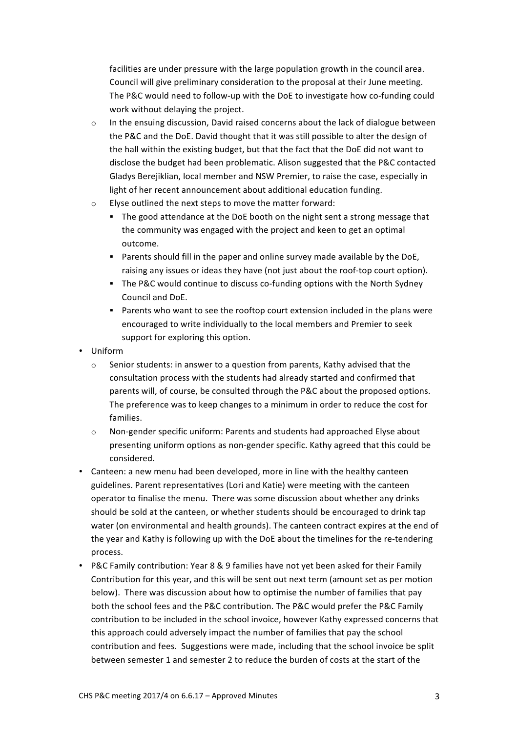facilities are under pressure with the large population growth in the council area. Council will give preliminary consideration to the proposal at their June meeting. The P&C would need to follow-up with the DoE to investigate how co-funding could work without delaying the project.

  - In the ensuing discussion, David raised concerns about the lack of dialogue between the P&C and the DoE. David thought that it was still possible to alter the design of the hall within the existing budget, but that the fact that the DoE did not want to disclose the budget had been problematic. Alison suggested that the P&C contacted Gladys Berejiklian, local member and NSW Premier, to raise the case, especially in light of her recent announcement about additional education funding.
  - Elyse outlined the next steps to move the matter forward:
    - The good attendance at the DoE booth on the night sent a strong message that the community was engaged with the project and keen to get an optimal outcome.
    - Parents should fill in the paper and online survey made available by the DoE, raising any issues or ideas they have (not just about the roof-top court option).
    - The P&C would continue to discuss co-funding options with the North Sydney Council and DoE.
    - Parents who want to see the rooftop court extension included in the plans were encouraged to write individually to the local members and Premier to seek support for exploring this option.
- Uniform
  - Senior students: in answer to a question from parents, Kathy advised that the consultation process with the students had already started and confirmed that parents will, of course, be consulted through the P&C about the proposed options. The preference was to keep changes to a minimum in order to reduce the cost for families.
  - Non-gender specific uniform: Parents and students had approached Elyse about presenting uniform options as non-gender specific. Kathy agreed that this could be considered.
- Canteen: a new menu had been developed, more in line with the healthy canteen guidelines. Parent representatives (Lori and Katie) were meeting with the canteen operator to finalise the menu. There was some discussion about whether any drinks should be sold at the canteen, or whether students should be encouraged to drink tap water (on environmental and health grounds). The canteen contract expires at the end of the year and Kathy is following up with the DoE about the timelines for the re-tendering process.
- P&C Family contribution: Year 8 & 9 families have not yet been asked for their Family Contribution for this year, and this will be sent out next term (amount set as per motion below). There was discussion about how to optimise the number of families that pay both the school fees and the P&C contribution. The P&C would prefer the P&C Family contribution to be included in the school invoice, however Kathy expressed concerns that this approach could adversely impact the number of families that pay the school contribution and fees. Suggestions were made, including that the school invoice be split between semester 1 and semester 2 to reduce the burden of costs at the start of the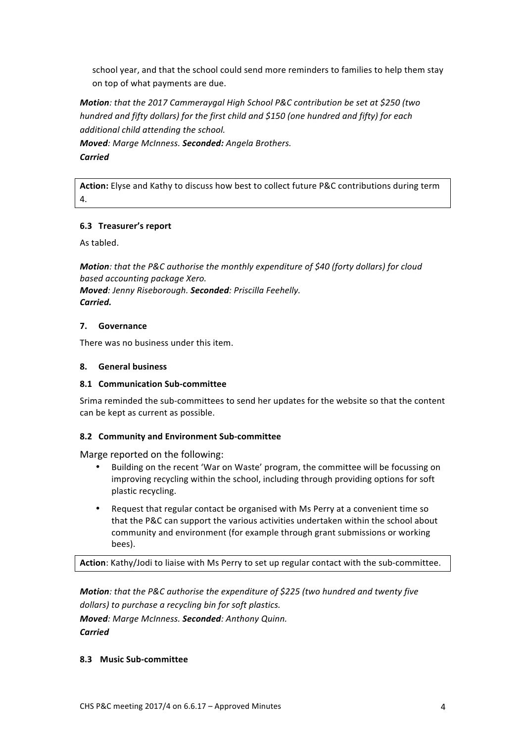school year, and that the school could send more reminders to families to help them stay on top of what payments are due.

***Motion****: that the 2017 Cammeraygal High School P&C contribution be set at $250 (two hundred and fifty dollars) for the first child and $150 (one hundred and fifty) for each additional child attending the school.*
***Moved****: Marge McInness.* ***Seconded:*** *Angela Brothers.*
***Carried***

**Action:** Elyse and Kathy to discuss how best to collect future P&C contributions during term 4.

### 6.3 Treasurer's report

As tabled.

***Motion****: that the P&C authorise the monthly expenditure of $40 (forty dollars) for cloud based accounting package Xero.*
***Moved****: Jenny Riseborough.* ***Seconded****: Priscilla Feehelly.*
***Carried.***

## 7. Governance

There was no business under this item.

## 8. General business

### 8.1 Communication Sub-committee

Srima reminded the sub-committees to send her updates for the website so that the content can be kept as current as possible.

### 8.2 Community and Environment Sub-committee

Marge reported on the following:

- Building on the recent 'War on Waste' program, the committee will be focussing on improving recycling within the school, including through providing options for soft plastic recycling.
- Request that regular contact be organised with Ms Perry at a convenient time so that the P&C can support the various activities undertaken within the school about community and environment (for example through grant submissions or working bees).

**Action**: Kathy/Jodi to liaise with Ms Perry to set up regular contact with the sub-committee.

***Motion****: that the P&C authorise the expenditure of $225 (two hundred and twenty five dollars) to purchase a recycling bin for soft plastics.*
***Moved****: Marge McInness.* ***Seconded****: Anthony Quinn.*
***Carried***

### 8.3 Music Sub-committee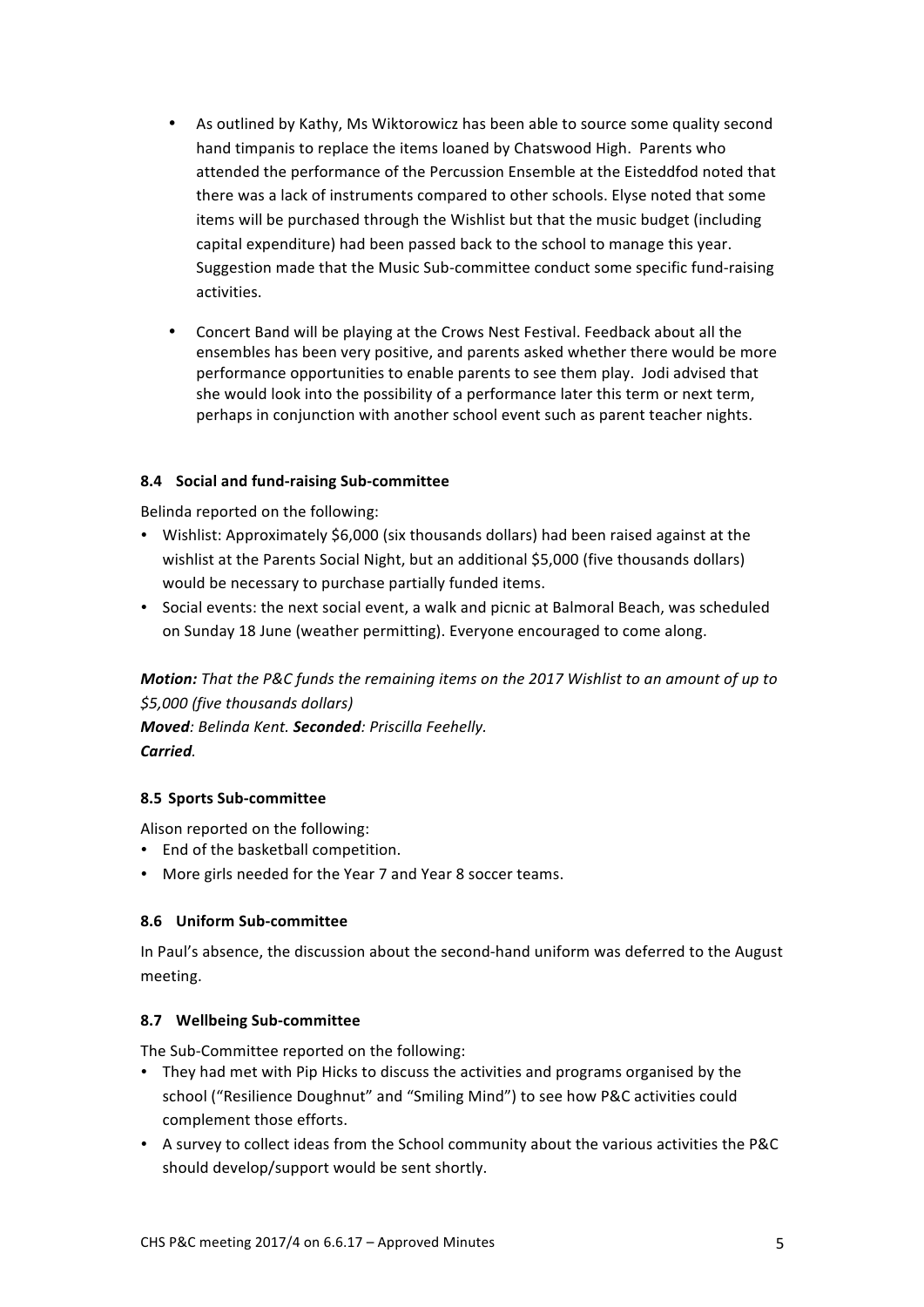- As outlined by Kathy, Ms Wiktorowicz has been able to source some quality second hand timpanis to replace the items loaned by Chatswood High. Parents who attended the performance of the Percussion Ensemble at the Eisteddfod noted that there was a lack of instruments compared to other schools. Elyse noted that some items will be purchased through the Wishlist but that the music budget (including capital expenditure) had been passed back to the school to manage this year. Suggestion made that the Music Sub-committee conduct some specific fund-raising activities.

- Concert Band will be playing at the Crows Nest Festival. Feedback about all the ensembles has been very positive, and parents asked whether there would be more performance opportunities to enable parents to see them play. Jodi advised that she would look into the possibility of a performance later this term or next term, perhaps in conjunction with another school event such as parent teacher nights.

#### 8.4 Social and fund-raising Sub-committee

Belinda reported on the following:

- Wishlist: Approximately $6,000 (six thousands dollars) had been raised against at the wishlist at the Parents Social Night, but an additional $5,000 (five thousands dollars) would be necessary to purchase partially funded items.
- Social events: the next social event, a walk and picnic at Balmoral Beach, was scheduled on Sunday 18 June (weather permitting). Everyone encouraged to come along.

***Motion:*** *That the P&C funds the remaining items on the 2017 Wishlist to an amount of up to $5,000 (five thousands dollars)*
***Moved****: Belinda Kent.* ***Seconded****: Priscilla Feehelly.*
***Carried****.*

#### 8.5 Sports Sub-committee

Alison reported on the following:

- End of the basketball competition.
- More girls needed for the Year 7 and Year 8 soccer teams.

#### 8.6 Uniform Sub-committee

In Paul's absence, the discussion about the second-hand uniform was deferred to the August meeting.

#### 8.7 Wellbeing Sub-committee

The Sub-Committee reported on the following:

- They had met with Pip Hicks to discuss the activities and programs organised by the school ("Resilience Doughnut" and "Smiling Mind") to see how P&C activities could complement those efforts.
- A survey to collect ideas from the School community about the various activities the P&C should develop/support would be sent shortly.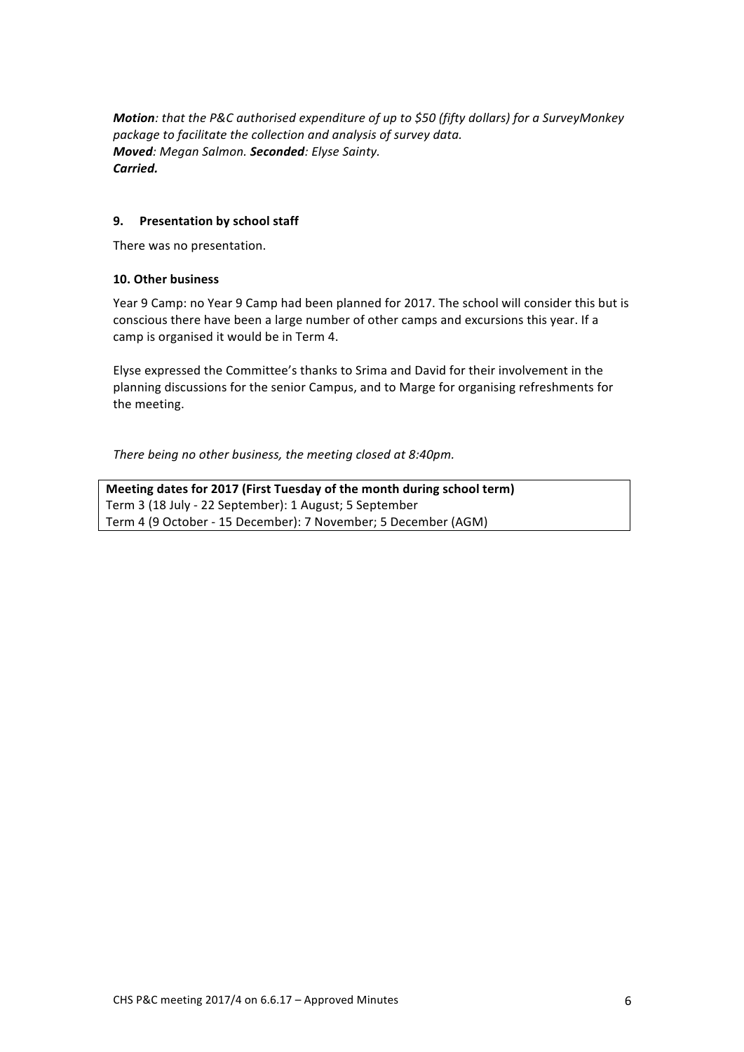***Motion**: that the P&C authorised expenditure of up to $50 (fifty dollars) for a SurveyMonkey package to facilitate the collection and analysis of survey data.*
***Moved**: Megan Salmon. **Seconded**: Elyse Sainty.*
***Carried.***

### 9. Presentation by school staff

There was no presentation.

### 10. Other business

Year 9 Camp: no Year 9 Camp had been planned for 2017. The school will consider this but is conscious there have been a large number of other camps and excursions this year. If a camp is organised it would be in Term 4.

Elyse expressed the Committee's thanks to Srima and David for their involvement in the planning discussions for the senior Campus, and to Marge for organising refreshments for the meeting.

*There being no other business, the meeting closed at 8:40pm.*

| **Meeting dates for 2017 (First Tuesday of the month during school term)** |
| --- |
| Term 3 (18 July - 22 September): 1 August; 5 September |
| Term 4 (9 October - 15 December): 7 November; 5 December (AGM) |